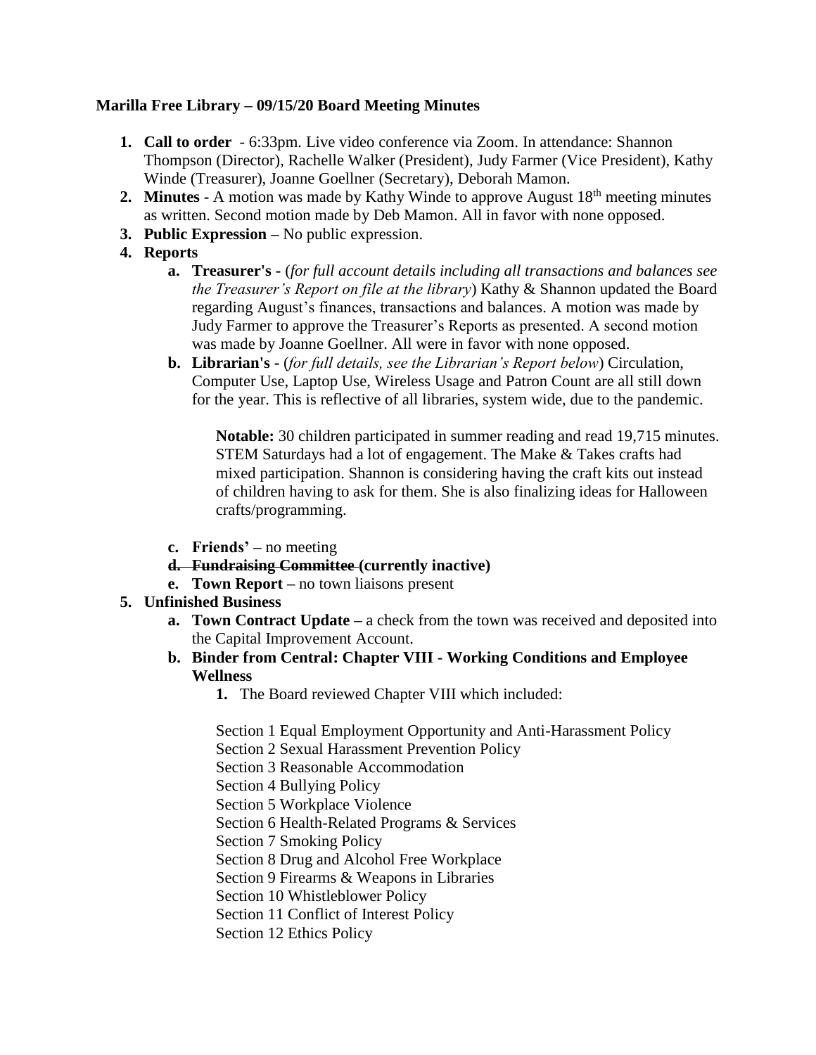**Marilla Free Library – 09/15/20 Board Meeting Minutes**

1. **Call to order** - 6:33pm. Live video conference via Zoom. In attendance: Shannon Thompson (Director), Rachelle Walker (President), Judy Farmer (Vice President), Kathy Winde (Treasurer), Joanne Goellner (Secretary), Deborah Mamon.
2. **Minutes -** A motion was made by Kathy Winde to approve August 18th meeting minutes as written. Second motion made by Deb Mamon. All in favor with none opposed.
3. **Public Expression –** No public expression.
4. **Reports**
    a. **Treasurer's -** (*for full account details including all transactions and balances see the Treasurer's Report on file at the library*) Kathy & Shannon updated the Board regarding August's finances, transactions and balances. A motion was made by Judy Farmer to approve the Treasurer's Reports as presented. A second motion was made by Joanne Goellner. All were in favor with none opposed.
    b. **Librarian's -** (*for full details, see the Librarian's Report below*) Circulation, Computer Use, Laptop Use, Wireless Usage and Patron Count are all still down for the year. This is reflective of all libraries, system wide, due to the pandemic.

        **Notable:** 30 children participated in summer reading and read 19,715 minutes. STEM Saturdays had a lot of engagement. The Make & Takes crafts had mixed participation. Shannon is considering having the craft kits out instead of children having to ask for them. She is also finalizing ideas for Halloween crafts/programming.

    c. **Friends' –** no meeting
    d. ~~**Fundraising Committee**~~ **(currently inactive)**
    e. **Town Report –** no town liaisons present
5. **Unfinished Business**
    a. **Town Contract Update –** a check from the town was received and deposited into the Capital Improvement Account.
    b. **Binder from Central: Chapter VIII - Working Conditions and Employee Wellness**
        1. The Board reviewed Chapter VIII which included:

        Section 1 Equal Employment Opportunity and Anti-Harassment Policy
        Section 2 Sexual Harassment Prevention Policy
        Section 3 Reasonable Accommodation
        Section 4 Bullying Policy
        Section 5 Workplace Violence
        Section 6 Health-Related Programs & Services
        Section 7 Smoking Policy
        Section 8 Drug and Alcohol Free Workplace
        Section 9 Firearms & Weapons in Libraries
        Section 10 Whistleblower Policy
        Section 11 Conflict of Interest Policy
        Section 12 Ethics Policy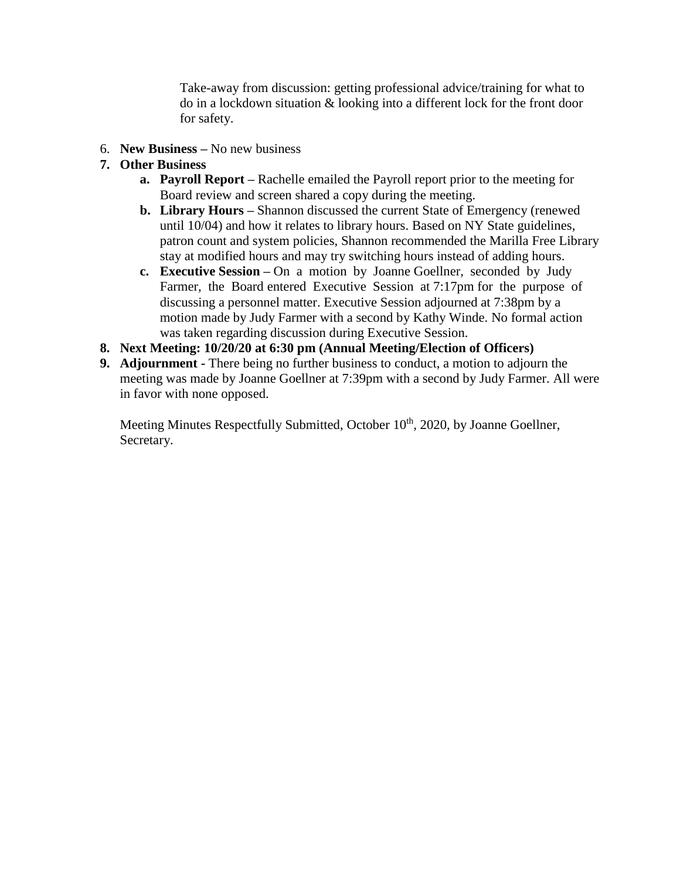Take-away from discussion: getting professional advice/training for what to do in a lockdown situation & looking into a different lock for the front door for safety.

6. **New Business –** No new business
7. **Other Business**
   a. **Payroll Report –** Rachelle emailed the Payroll report prior to the meeting for Board review and screen shared a copy during the meeting.
   b. **Library Hours –** Shannon discussed the current State of Emergency (renewed until 10/04) and how it relates to library hours. Based on NY State guidelines, patron count and system policies, Shannon recommended the Marilla Free Library stay at modified hours and may try switching hours instead of adding hours.
   c. **Executive Session –** On a motion by Joanne Goellner, seconded by Judy Farmer, the Board entered Executive Session at 7:17pm for the purpose of discussing a personnel matter. Executive Session adjourned at 7:38pm by a motion made by Judy Farmer with a second by Kathy Winde. No formal action was taken regarding discussion during Executive Session.
8. **Next Meeting: 10/20/20 at 6:30 pm (Annual Meeting/Election of Officers)**
9. **Adjournment -** There being no further business to conduct, a motion to adjourn the meeting was made by Joanne Goellner at 7:39pm with a second by Judy Farmer. All were in favor with none opposed.

   Meeting Minutes Respectfully Submitted, October 10th, 2020, by Joanne Goellner, Secretary.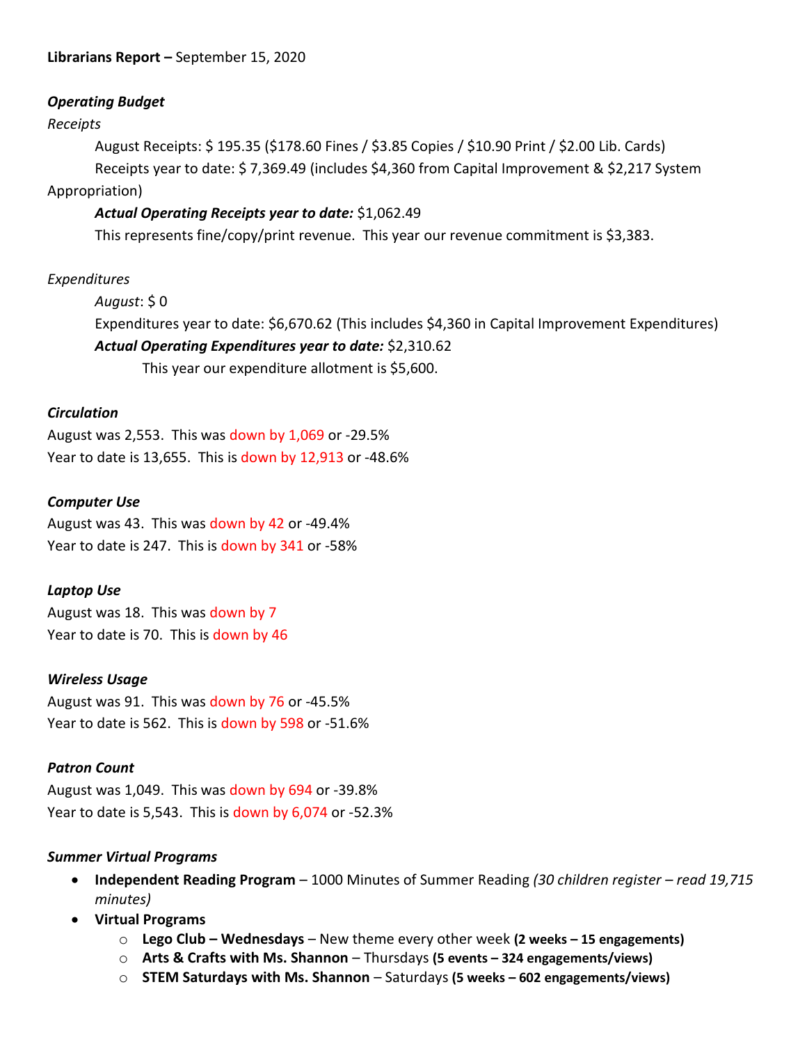**Librarians Report –** September 15, 2020

***Operating Budget***

*Receipts*

August Receipts: $ 195.35 ($178.60 Fines / $3.85 Copies / $10.90 Print / $2.00 Lib. Cards)

Receipts year to date: $ 7,369.49 (includes $4,360 from Capital Improvement & $2,217 System Appropriation)

***Actual Operating Receipts year to date:*** $1,062.49

This represents fine/copy/print revenue. This year our revenue commitment is $3,383.

*Expenditures*

*August*: $ 0

Expenditures year to date: $6,670.62 (This includes $4,360 in Capital Improvement Expenditures)

***Actual Operating Expenditures year to date:*** $2,310.62

This year our expenditure allotment is $5,600.

***Circulation***

August was 2,553. This was down by 1,069 or -29.5%

Year to date is 13,655. This is down by 12,913 or -48.6%

***Computer Use***

August was 43. This was down by 42 or -49.4%

Year to date is 247. This is down by 341 or -58%

***Laptop Use***

August was 18. This was down by 7

Year to date is 70. This is down by 46

***Wireless Usage***

August was 91. This was down by 76 or -45.5%

Year to date is 562. This is down by 598 or -51.6%

***Patron Count***

August was 1,049. This was down by 694 or -39.8%

Year to date is 5,543. This is down by 6,074 or -52.3%

***Summer Virtual Programs***

- **Independent Reading Program** – 1000 Minutes of Summer Reading *(30 children register – read 19,715 minutes)*
- **Virtual Programs**
  - **Lego Club – Wednesdays** – New theme every other week **(2 weeks – 15 engagements)**
  - **Arts & Crafts with Ms. Shannon** – Thursdays **(5 events – 324 engagements/views)**
  - **STEM Saturdays with Ms. Shannon** – Saturdays **(5 weeks – 602 engagements/views)**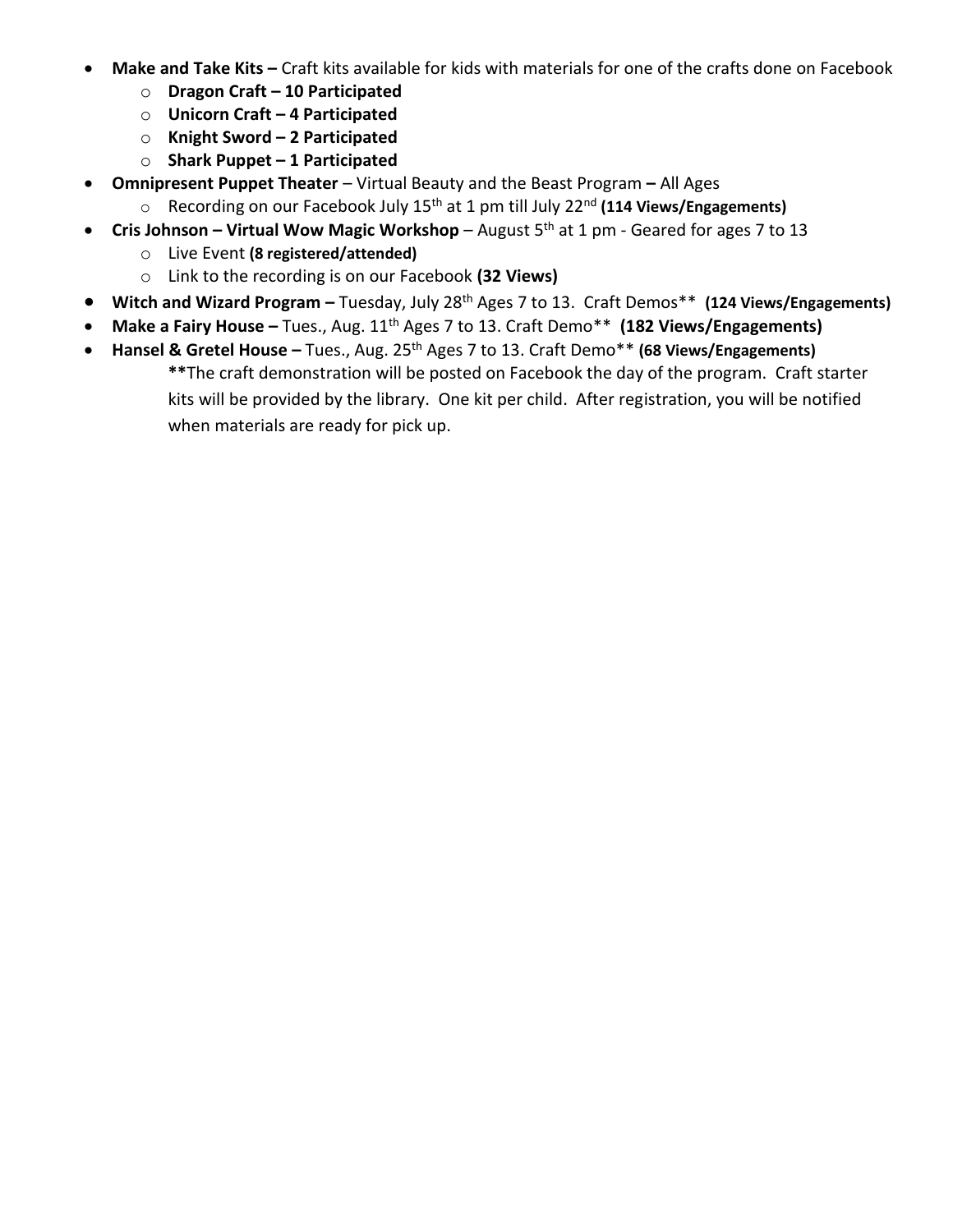- **Make and Take Kits –** Craft kits available for kids with materials for one of the crafts done on Facebook
  - **Dragon Craft – 10 Participated**
  - **Unicorn Craft – 4 Participated**
  - **Knight Sword – 2 Participated**
  - **Shark Puppet – 1 Participated**
- **Omnipresent Puppet Theater** – Virtual Beauty and the Beast Program **–** All Ages
  - Recording on our Facebook July 15th at 1 pm till July 22nd **(114 Views/Engagements)**
- **Cris Johnson – Virtual Wow Magic Workshop** – August 5th at 1 pm - Geared for ages 7 to 13
  - Live Event **(8 registered/attended)**
  - Link to the recording is on our Facebook **(32 Views)**
- **Witch and Wizard Program –** Tuesday, July 28th Ages 7 to 13. Craft Demos** **(124 Views/Engagements)**
- **Make a Fairy House –** Tues., Aug. 11th Ages 7 to 13. Craft Demo** **(182 Views/Engagements)**
- **Hansel & Gretel House –** Tues., Aug. 25th Ages 7 to 13. Craft Demo** **(68 Views/Engagements)**

  **The craft demonstration will be posted on Facebook the day of the program. Craft starter kits will be provided by the library. One kit per child. After registration, you will be notified when materials are ready for pick up.